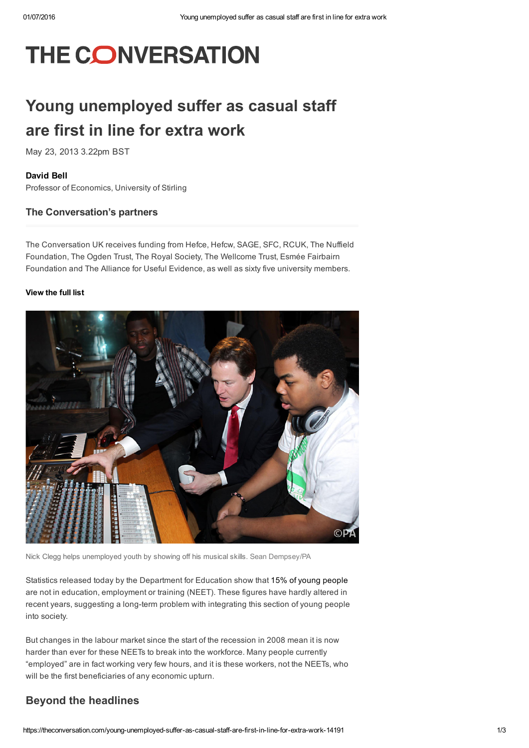# THE CONVERSATION

## Young unemployed suffer as casual staff are first in line for extra work

May 23, 2013 3.22pm BST

**David Bell**
Professor of Economics, University of Stirling

### The Conversation's partners

The Conversation UK receives funding from Hefce, Hefcw, SAGE, SFC, RCUK, The Nuffield Foundation, The Ogden Trust, The Royal Society, The Wellcome Trust, Esmée Fairbairn Foundation and The Alliance for Useful Evidence, as well as sixty five university members.

**View the full list**

Nick Clegg helps unemployed youth by showing off his musical skills. Sean Dempsey/PA

Statistics released today by the Department for Education show that 15% of young people are not in education, employment or training (NEET). These figures have hardly altered in recent years, suggesting a long-term problem with integrating this section of young people into society.

But changes in the labour market since the start of the recession in 2008 mean it is now harder than ever for these NEETs to break into the workforce. Many people currently "employed" are in fact working very few hours, and it is these workers, not the NEETs, who will be the first beneficiaries of any economic upturn.

### Beyond the headlines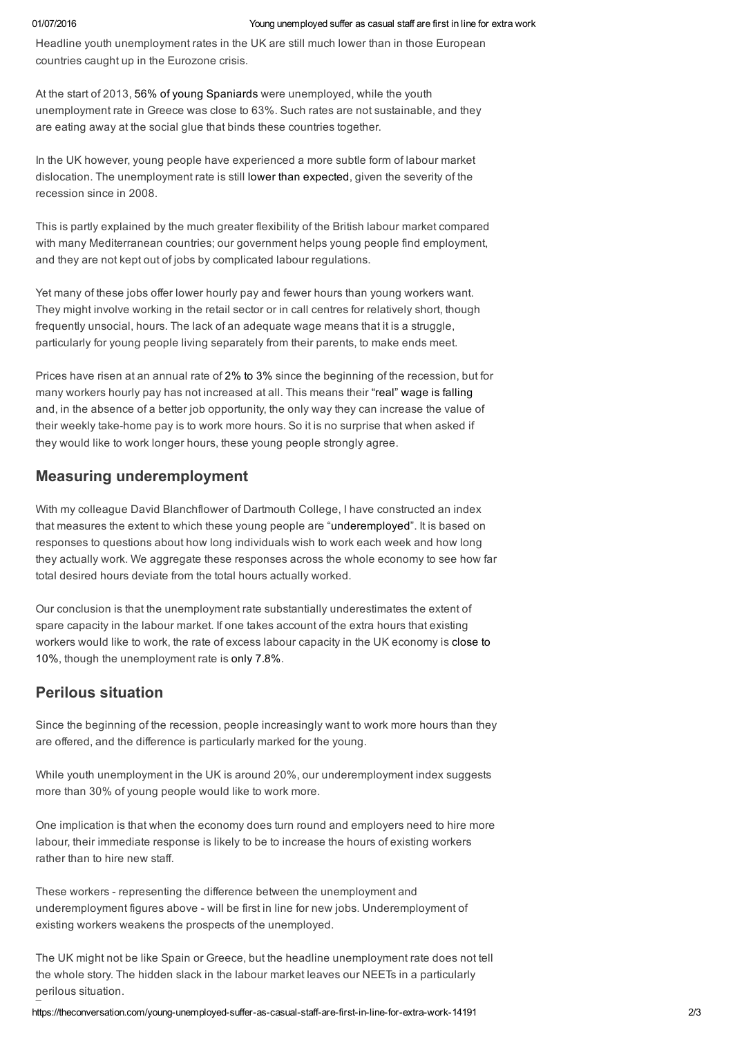Headline youth unemployment rates in the UK are still much lower than in those European countries caught up in the Eurozone crisis.

At the start of 2013, 56% of young Spaniards were unemployed, while the youth unemployment rate in Greece was close to 63%. Such rates are not sustainable, and they are eating away at the social glue that binds these countries together.

In the UK however, young people have experienced a more subtle form of labour market dislocation. The unemployment rate is still lower than expected, given the severity of the recession since in 2008.

This is partly explained by the much greater flexibility of the British labour market compared with many Mediterranean countries; our government helps young people find employment, and they are not kept out of jobs by complicated labour regulations.

Yet many of these jobs offer lower hourly pay and fewer hours than young workers want. They might involve working in the retail sector or in call centres for relatively short, though frequently unsocial, hours. The lack of an adequate wage means that it is a struggle, particularly for young people living separately from their parents, to make ends meet.

Prices have risen at an annual rate of 2% to 3% since the beginning of the recession, but for many workers hourly pay has not increased at all. This means their "real" wage is falling and, in the absence of a better job opportunity, the only way they can increase the value of their weekly take-home pay is to work more hours. So it is no surprise that when asked if they would like to work longer hours, these young people strongly agree.

## Measuring underemployment

With my colleague David Blanchflower of Dartmouth College, I have constructed an index that measures the extent to which these young people are "underemployed". It is based on responses to questions about how long individuals wish to work each week and how long they actually work. We aggregate these responses across the whole economy to see how far total desired hours deviate from the total hours actually worked.

Our conclusion is that the unemployment rate substantially underestimates the extent of spare capacity in the labour market. If one takes account of the extra hours that existing workers would like to work, the rate of excess labour capacity in the UK economy is close to 10%, though the unemployment rate is only 7.8%.

## Perilous situation

Since the beginning of the recession, people increasingly want to work more hours than they are offered, and the difference is particularly marked for the young.

While youth unemployment in the UK is around 20%, our underemployment index suggests more than 30% of young people would like to work more.

One implication is that when the economy does turn round and employers need to hire more labour, their immediate response is likely to be to increase the hours of existing workers rather than to hire new staff.

These workers - representing the difference between the unemployment and underemployment figures above - will be first in line for new jobs. Underemployment of existing workers weakens the prospects of the unemployed.

The UK might not be like Spain or Greece, but the headline unemployment rate does not tell the whole story. The hidden slack in the labour market leaves our NEETs in a particularly perilous situation.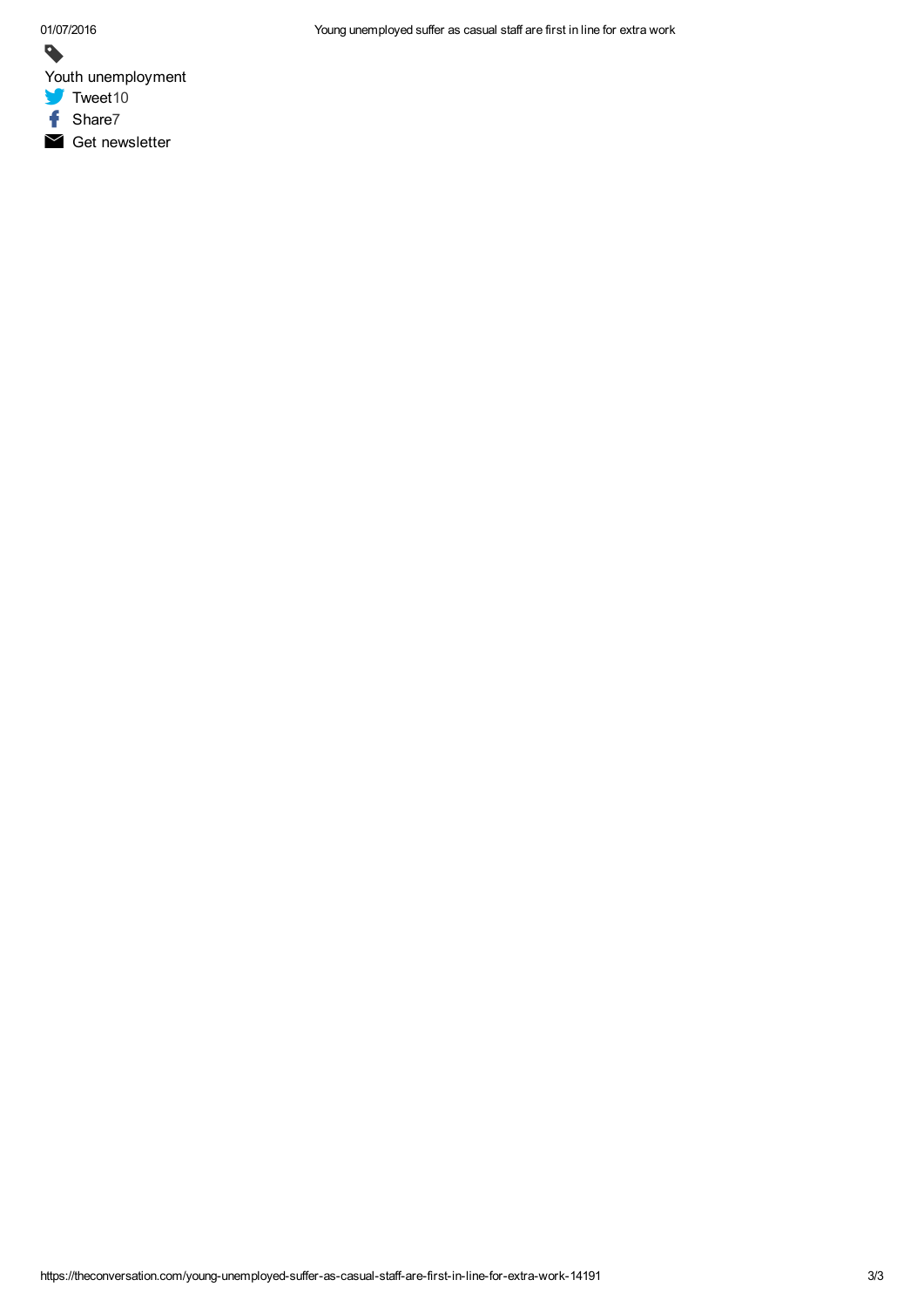Youth unemployment

Tweet10

Share7

Get newsletter